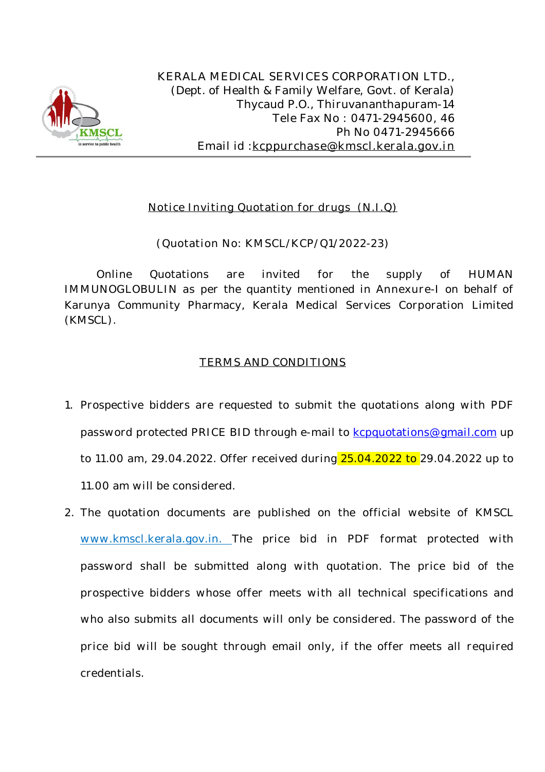KERALA MEDICAL SERVICES CORPORATION LTD.,
(Dept. of Health & Family Welfare, Govt. of Kerala)
Thycaud P.O., Thiruvananthapuram-14
Tele Fax No : 0471-2945600, 46
Ph No 0471-2945666
Email id :kcppurchase@kmscl.kerala.gov.in

## Notice Inviting Quotation for drugs (N.I.Q)

(Quotation No: KMSCL/KCP/Q1/2022-23)

Online Quotations are invited for the supply of HUMAN IMMUNOGLOBULIN as per the quantity mentioned in Annexure-I on behalf of Karunya Community Pharmacy, Kerala Medical Services Corporation Limited (KMSCL).

## TERMS AND CONDITIONS

1. Prospective bidders are requested to submit the quotations along with PDF password protected PRICE BID through e-mail to kcpquotations@gmail.com up to 11.00 am, 29.04.2022. Offer received during 25.04.2022 to 29.04.2022 up to 11.00 am will be considered.
2. The quotation documents are published on the official website of KMSCL www.kmscl.kerala.gov.in. The price bid in PDF format protected with password shall be submitted along with quotation. The price bid of the prospective bidders whose offer meets with all technical specifications and who also submits all documents will only be considered. The password of the price bid will be sought through email only, if the offer meets all required credentials.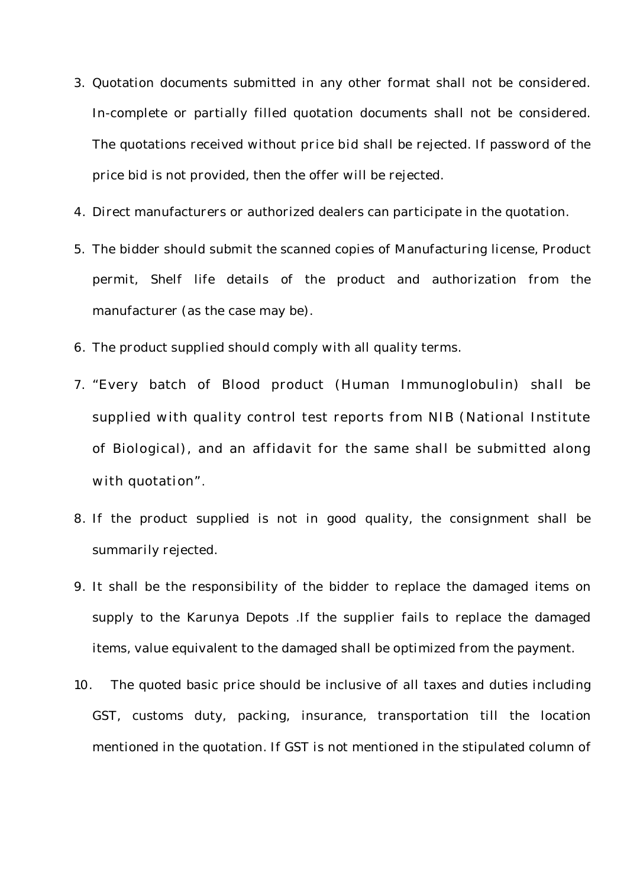3. Quotation documents submitted in any other format shall not be considered. In-complete or partially filled quotation documents shall not be considered. The quotations received without price bid shall be rejected. If password of the price bid is not provided, then the offer will be rejected.
4. Direct manufacturers or authorized dealers can participate in the quotation.
5. The bidder should submit the scanned copies of Manufacturing license, Product permit, Shelf life details of the product and authorization from the manufacturer (as the case may be).
6. The product supplied should comply with all quality terms.
7. "Every batch of Blood product (Human Immunoglobulin) shall be supplied with quality control test reports from NIB (National Institute of Biological), and an affidavit for the same shall be submitted along with quotation".
8. If the product supplied is not in good quality, the consignment shall be summarily rejected.
9. It shall be the responsibility of the bidder to replace the damaged items on supply to the Karunya Depots .If the supplier fails to replace the damaged items, value equivalent to the damaged shall be optimized from the payment.
10. The quoted basic price should be inclusive of all taxes and duties including GST, customs duty, packing, insurance, transportation till the location mentioned in the quotation. If GST is not mentioned in the stipulated column of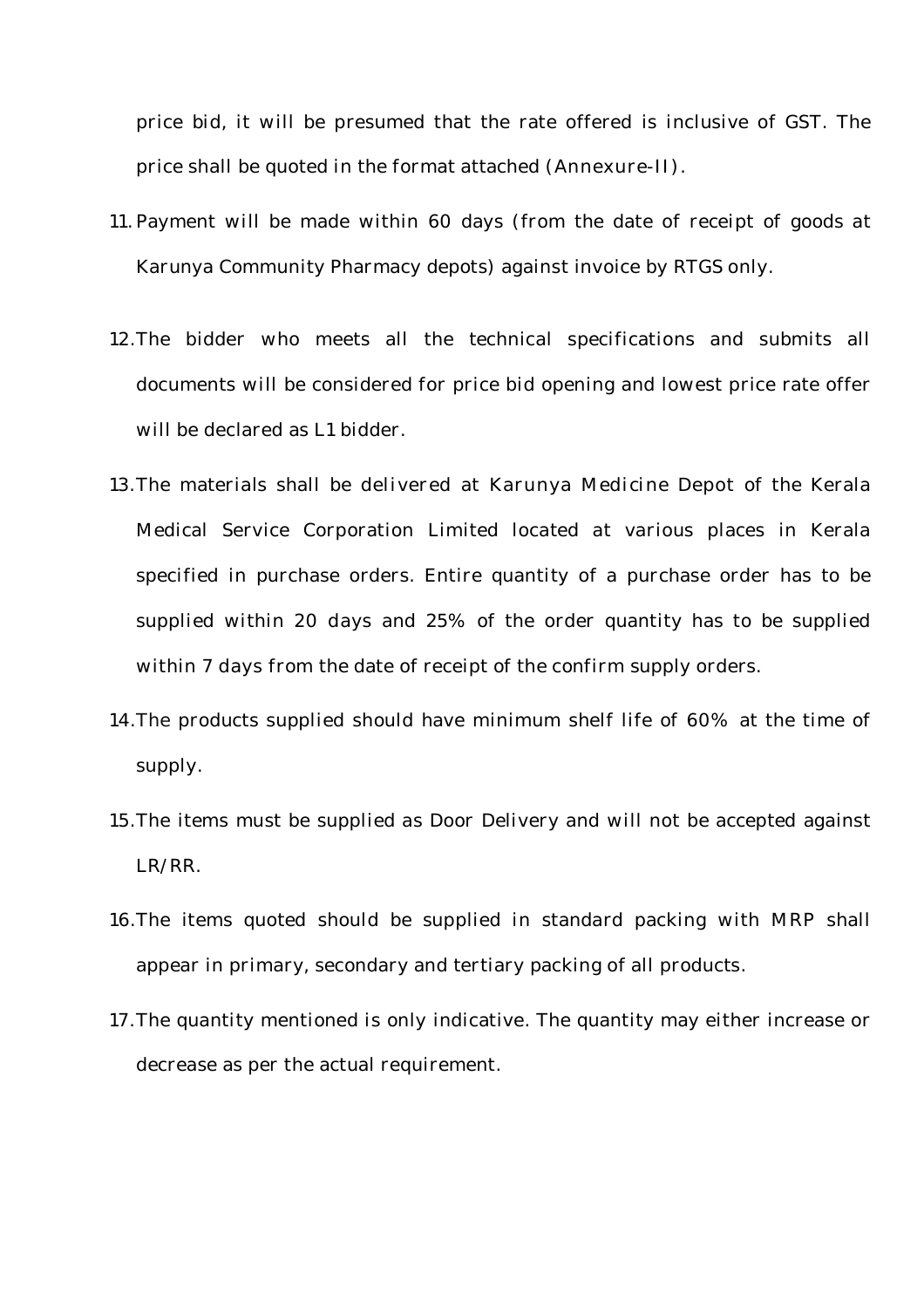price bid, it will be presumed that the rate offered is inclusive of GST. The price shall be quoted in the format attached (Annexure-II).

11. Payment will be made within 60 days (from the date of receipt of goods at Karunya Community Pharmacy depots) against invoice by RTGS only.

12. The bidder who meets all the technical specifications and submits all documents will be considered for price bid opening and lowest price rate offer will be declared as L1 bidder.

13. The materials shall be delivered at Karunya Medicine Depot of the Kerala Medical Service Corporation Limited located at various places in Kerala specified in purchase orders. Entire quantity of a purchase order has to be supplied within 20 days and 25% of the order quantity has to be supplied within 7 days from the date of receipt of the confirm supply orders.

14. The products supplied should have minimum shelf life of 60% at the time of supply.

15. The items must be supplied as Door Delivery and will not be accepted against LR/RR.

16. The items quoted should be supplied in standard packing with MRP shall appear in primary, secondary and tertiary packing of all products.

17. The quantity mentioned is only indicative. The quantity may either increase or decrease as per the actual requirement.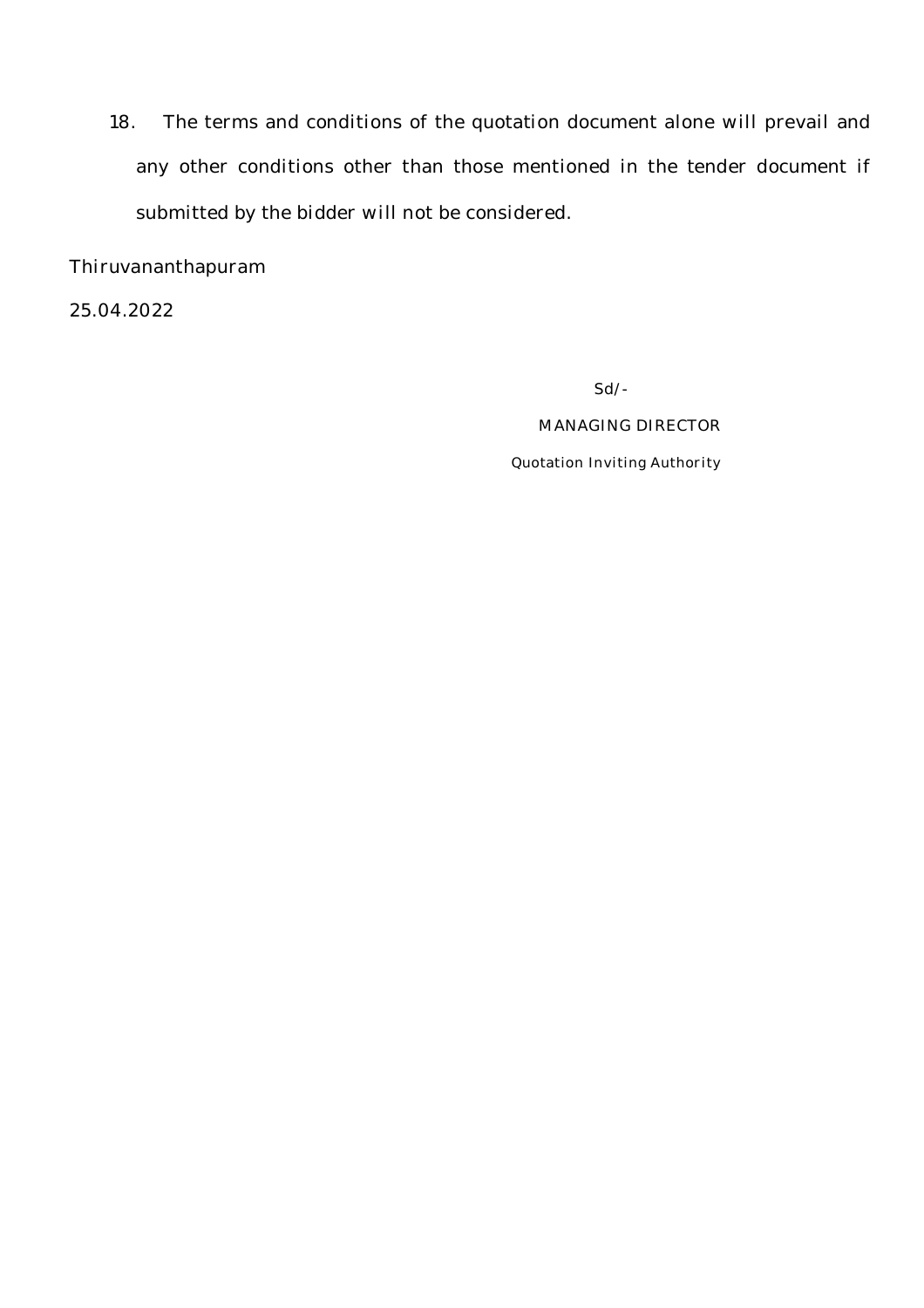18. The terms and conditions of the quotation document alone will prevail and any other conditions other than those mentioned in the tender document if submitted by the bidder will not be considered.

Thiruvananthapuram

25.04.2022

Sd/-

MANAGING DIRECTOR

Quotation Inviting Authority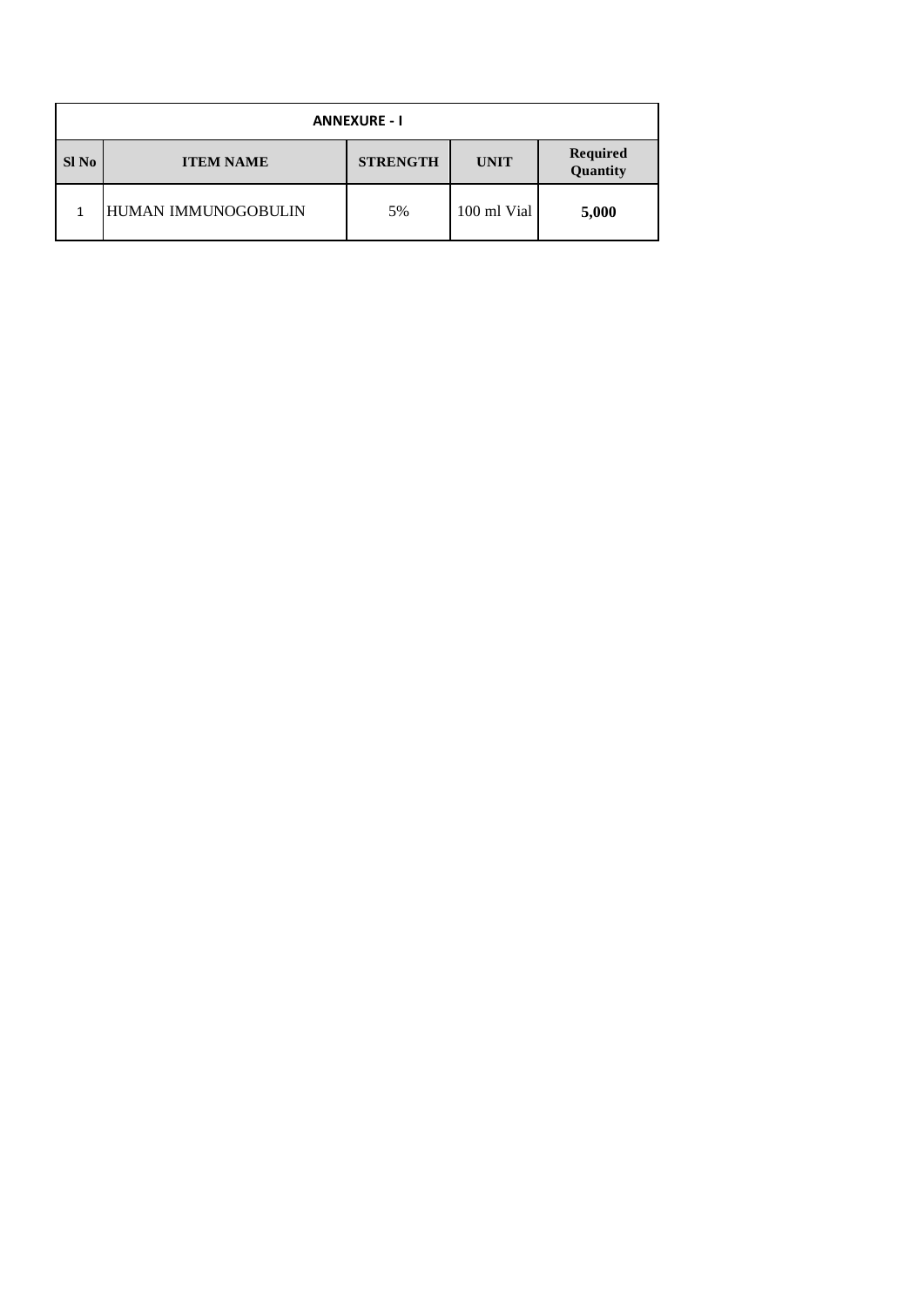| ANNEXURE - I | | | | |
|---|---|---|---|---|
| **Sl No** | **ITEM NAME** | **STRENGTH** | **UNIT** | **Required Quantity** |
| 1 | HUMAN IMMUNOGOBULIN | 5% | 100 ml Vial | **5,000** |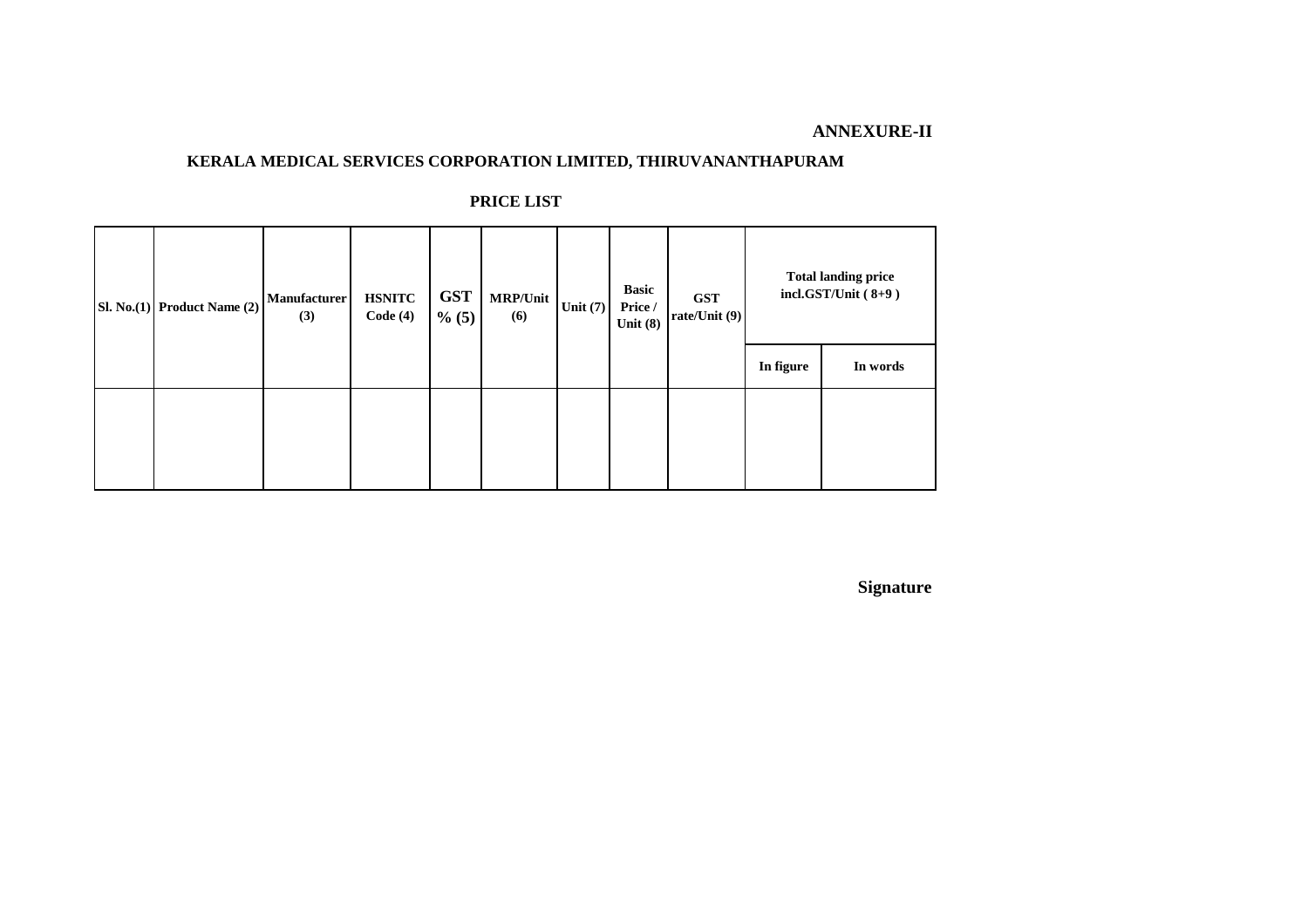**ANNEXURE-II**

**KERALA MEDICAL SERVICES CORPORATION LIMITED, THIRUVANANTHAPURAM**

**PRICE LIST**

| Sl. No.(1) | Product Name (2) | Manufacturer (3) | HSNITC Code (4) | GST % (5) | MRP/Unit (6) | Unit (7) | Basic Price / Unit (8) | GST rate/Unit (9) | Total landing price incl.GST/Unit ( 8+9 ) | |
|---|---|---|---|---|---|---|---|---|---|---|
| | | | | | | | | | In figure | In words |
| | | | | | | | | | | |

**Signature**